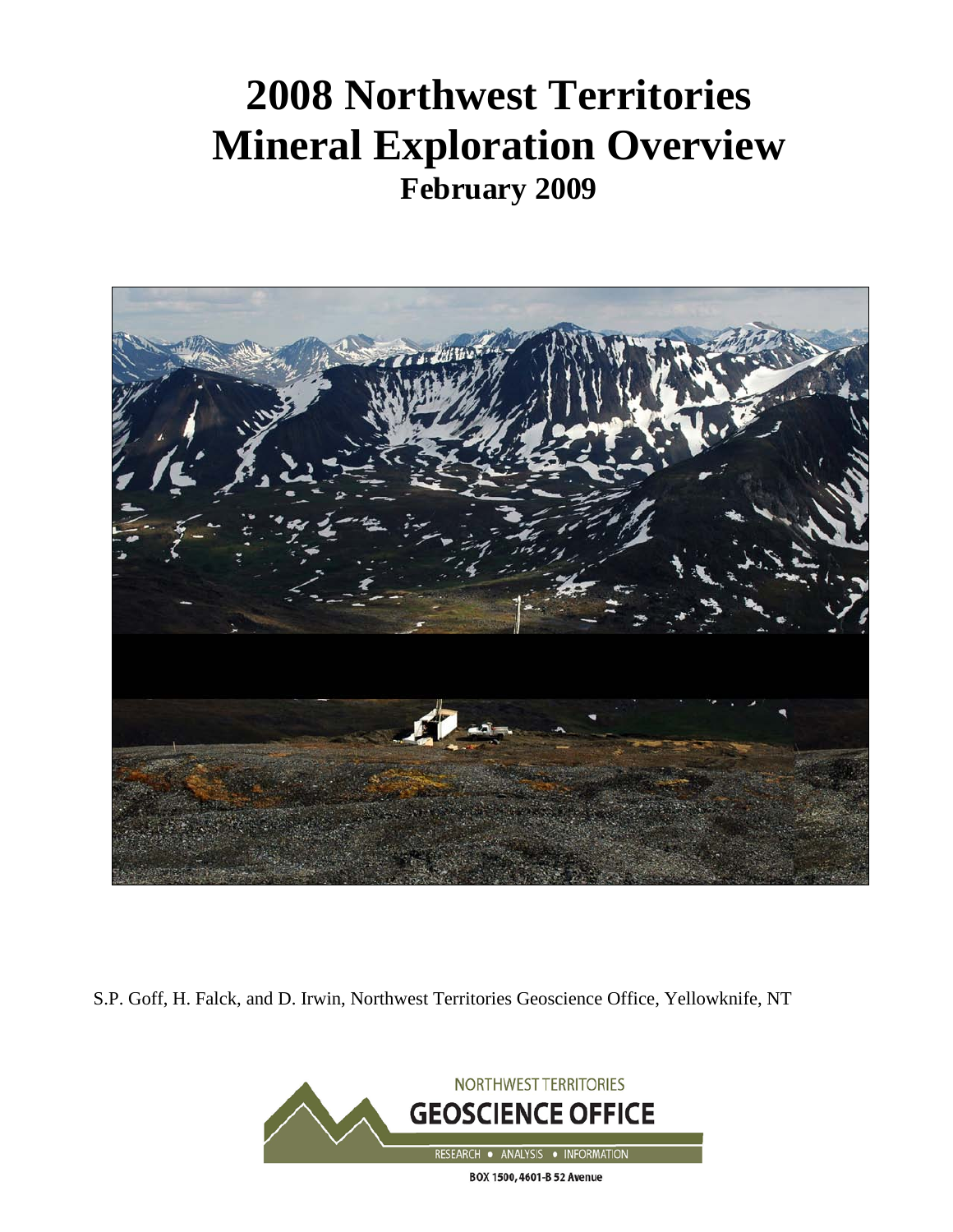# 2008 Northwest Territories Mineral Exploration Overview

## February 2009

S.P. Goff, H. Falck, and D. Irwin, Northwest Territories Geoscience Office, Yellowknife, NT

NORTHWEST TERRITORIES
GEOSCIENCE OFFICE
RESEARCH • ANALYSIS • INFORMATION

BOX 1500, 4601-B 52 Avenue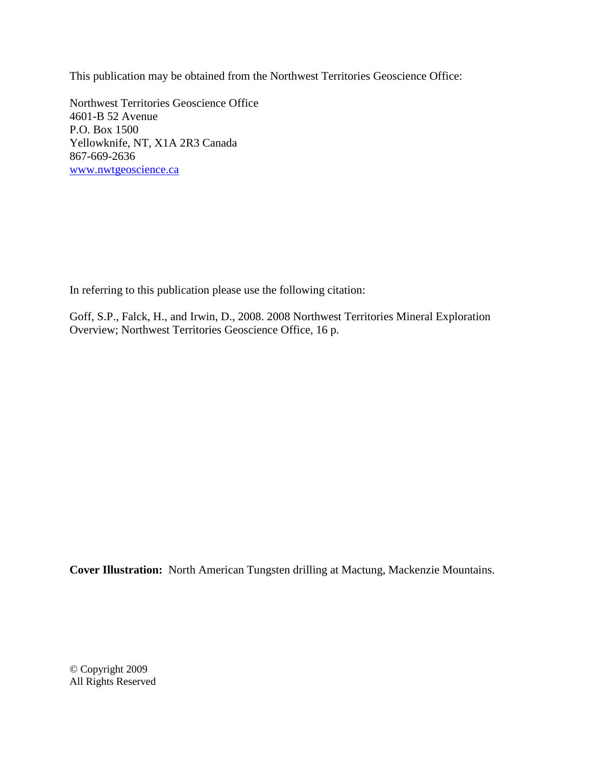This publication may be obtained from the Northwest Territories Geoscience Office:

Northwest Territories Geoscience Office
4601-B 52 Avenue
P.O. Box 1500
Yellowknife, NT, X1A 2R3 Canada
867-669-2636
[www.nwtgeoscience.ca](http://www.nwtgeoscience.ca)

In referring to this publication please use the following citation:

Goff, S.P., Falck, H., and Irwin, D., 2008. 2008 Northwest Territories Mineral Exploration Overview; Northwest Territories Geoscience Office, 16 p.

**Cover Illustration:** North American Tungsten drilling at Mactung, Mackenzie Mountains.

© Copyright 2009
All Rights Reserved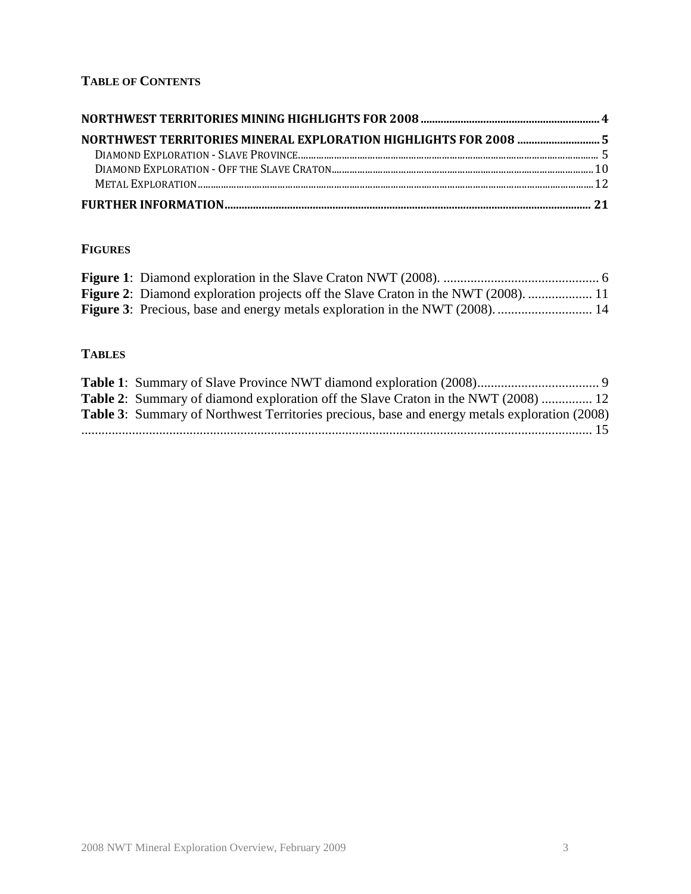**TABLE OF CONTENTS**

**NORTHWEST TERRITORIES MINING HIGHLIGHTS FOR 2008** ..... 4

**NORTHWEST TERRITORIES MINERAL EXPLORATION HIGHLIGHTS FOR 2008** ..... 5

- DIAMOND EXPLORATION - SLAVE PROVINCE ..... 5
- DIAMOND EXPLORATION - OFF THE SLAVE CRATON ..... 10
- METAL EXPLORATION ..... 12

**FURTHER INFORMATION** ..... 21

**FIGURES**

**Figure 1**: Diamond exploration in the Slave Craton NWT (2008). ..... 6

**Figure 2**: Diamond exploration projects off the Slave Craton in the NWT (2008). ..... 11

**Figure 3**: Precious, base and energy metals exploration in the NWT (2008). ..... 14

**TABLES**

**Table 1**: Summary of Slave Province NWT diamond exploration (2008) ..... 9

**Table 2**: Summary of diamond exploration off the Slave Craton in the NWT (2008) ..... 12

**Table 3**: Summary of Northwest Territories precious, base and energy metals exploration (2008) ..... 15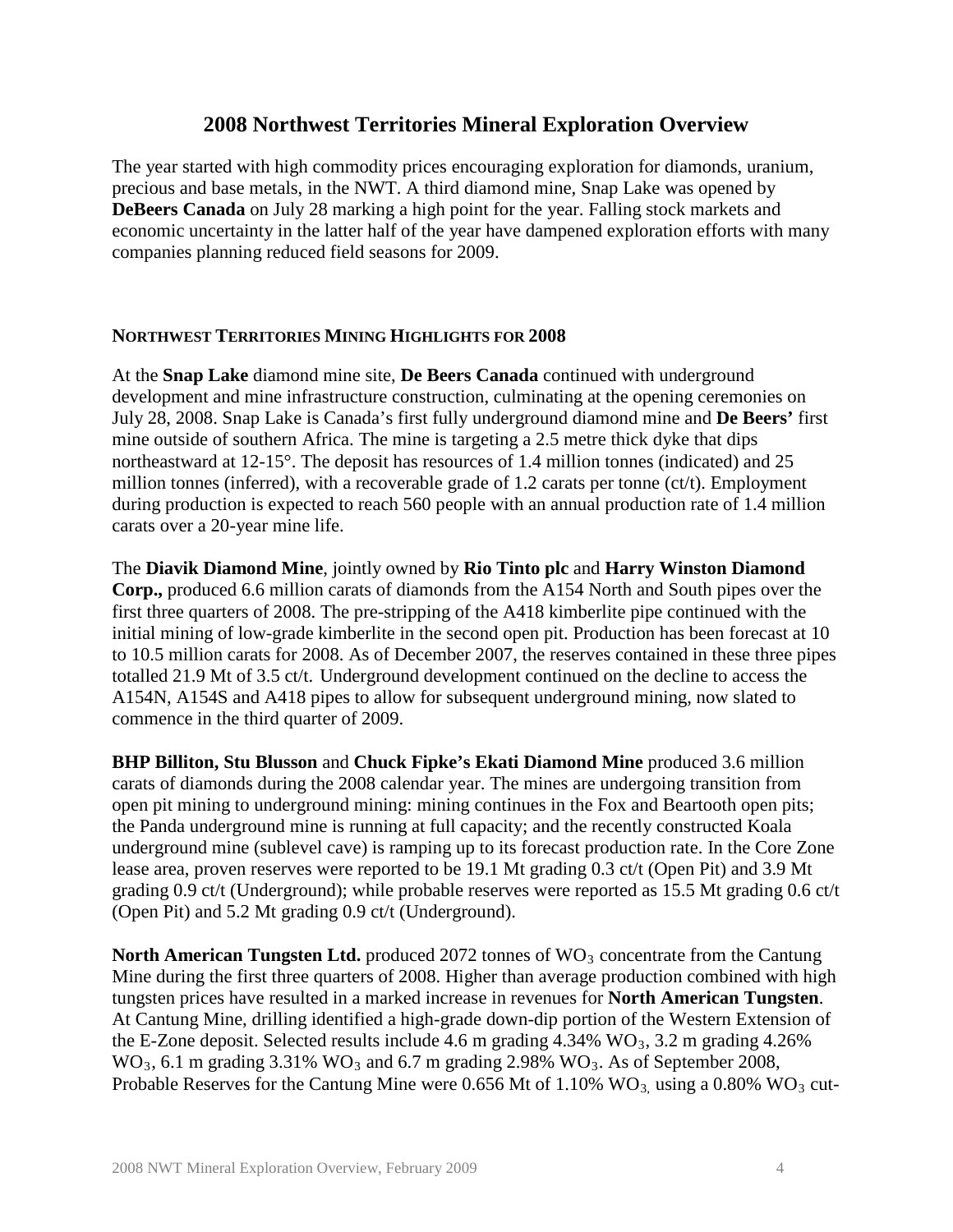## 2008 Northwest Territories Mineral Exploration Overview

The year started with high commodity prices encouraging exploration for diamonds, uranium, precious and base metals, in the NWT. A third diamond mine, Snap Lake was opened by **DeBeers Canada** on July 28 marking a high point for the year. Falling stock markets and economic uncertainty in the latter half of the year have dampened exploration efforts with many companies planning reduced field seasons for 2009.

### NORTHWEST TERRITORIES MINING HIGHLIGHTS FOR 2008

At the **Snap Lake** diamond mine site, **De Beers Canada** continued with underground development and mine infrastructure construction, culminating at the opening ceremonies on July 28, 2008. Snap Lake is Canada's first fully underground diamond mine and **De Beers'** first mine outside of southern Africa. The mine is targeting a 2.5 metre thick dyke that dips northeastward at 12-15°. The deposit has resources of 1.4 million tonnes (indicated) and 25 million tonnes (inferred), with a recoverable grade of 1.2 carats per tonne (ct/t). Employment during production is expected to reach 560 people with an annual production rate of 1.4 million carats over a 20-year mine life.

The **Diavik Diamond Mine**, jointly owned by **Rio Tinto plc** and **Harry Winston Diamond Corp.,** produced 6.6 million carats of diamonds from the A154 North and South pipes over the first three quarters of 2008. The pre-stripping of the A418 kimberlite pipe continued with the initial mining of low-grade kimberlite in the second open pit. Production has been forecast at 10 to 10.5 million carats for 2008. As of December 2007, the reserves contained in these three pipes totalled 21.9 Mt of 3.5 ct/t. Underground development continued on the decline to access the A154N, A154S and A418 pipes to allow for subsequent underground mining, now slated to commence in the third quarter of 2009.

**BHP Billiton, Stu Blusson** and **Chuck Fipke's Ekati Diamond Mine** produced 3.6 million carats of diamonds during the 2008 calendar year. The mines are undergoing transition from open pit mining to underground mining: mining continues in the Fox and Beartooth open pits; the Panda underground mine is running at full capacity; and the recently constructed Koala underground mine (sublevel cave) is ramping up to its forecast production rate. In the Core Zone lease area, proven reserves were reported to be 19.1 Mt grading 0.3 ct/t (Open Pit) and 3.9 Mt grading 0.9 ct/t (Underground); while probable reserves were reported as 15.5 Mt grading 0.6 ct/t (Open Pit) and 5.2 Mt grading 0.9 ct/t (Underground).

**North American Tungsten Ltd.** produced 2072 tonnes of $WO_3$ concentrate from the Cantung Mine during the first three quarters of 2008. Higher than average production combined with high tungsten prices have resulted in a marked increase in revenues for **North American Tungsten**. At Cantung Mine, drilling identified a high-grade down-dip portion of the Western Extension of the E-Zone deposit. Selected results include 4.6 m grading 4.34% $WO_3$, 3.2 m grading 4.26% $WO_3$, 6.1 m grading 3.31% $WO_3$ and 6.7 m grading 2.98% $WO_3$. As of September 2008, Probable Reserves for the Cantung Mine were 0.656 Mt of 1.10% $WO_3$, using a 0.80% $WO_3$ cut-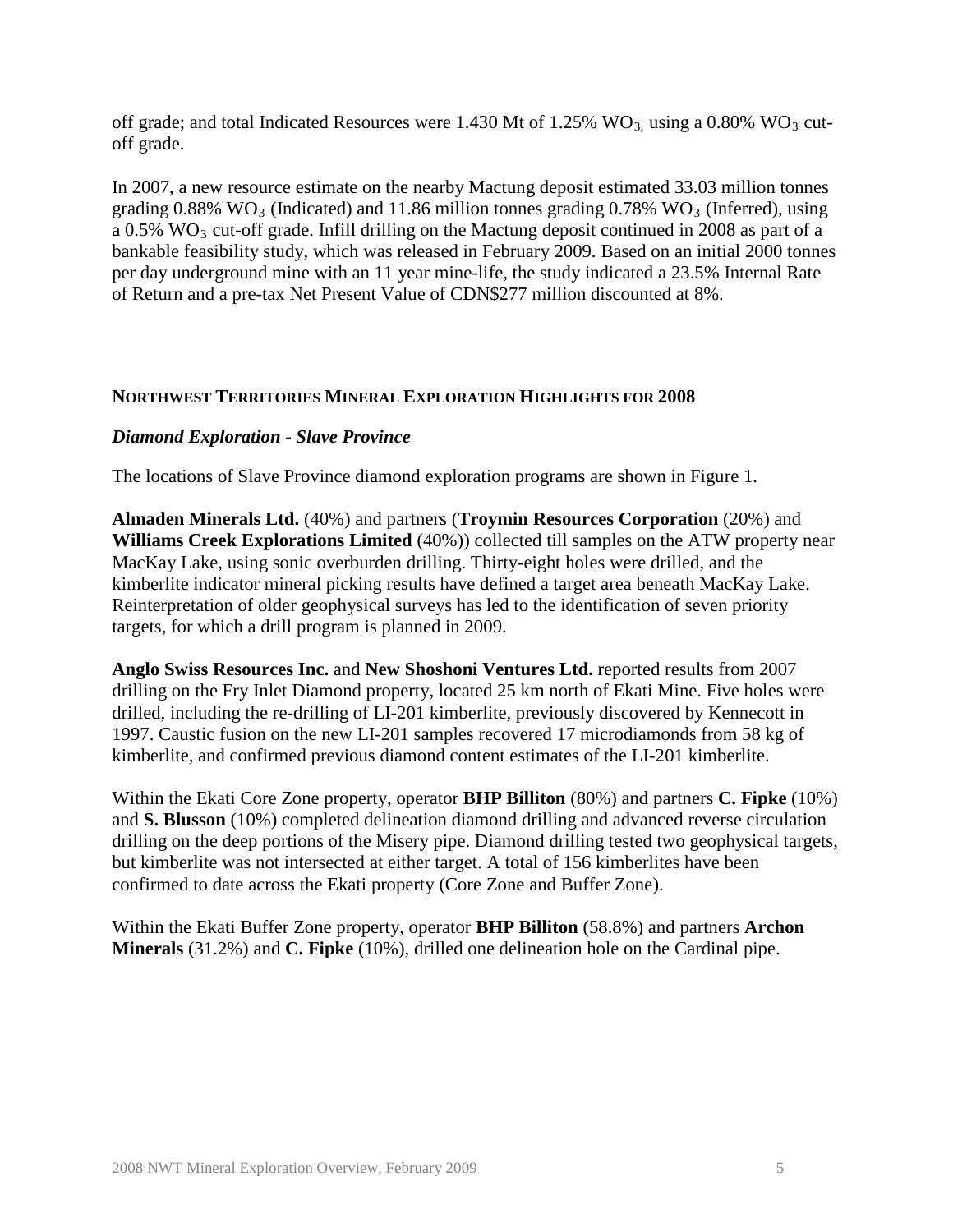off grade; and total Indicated Resources were 1.430 Mt of 1.25% $WO_3$, using a 0.80% $WO_3$ cut-off grade.

In 2007, a new resource estimate on the nearby Mactung deposit estimated 33.03 million tonnes grading 0.88% $WO_3$ (Indicated) and 11.86 million tonnes grading 0.78% $WO_3$ (Inferred), using a 0.5% $WO_3$ cut-off grade. Infill drilling on the Mactung deposit continued in 2008 as part of a bankable feasibility study, which was released in February 2009. Based on an initial 2000 tonnes per day underground mine with an 11 year mine-life, the study indicated a 23.5% Internal Rate of Return and a pre-tax Net Present Value of CDN$277 million discounted at 8%.

## NORTHWEST TERRITORIES MINERAL EXPLORATION HIGHLIGHTS FOR 2008

### *Diamond Exploration - Slave Province*

The locations of Slave Province diamond exploration programs are shown in Figure 1.

**Almaden Minerals Ltd.** (40%) and partners (**Troymin Resources Corporation** (20%) and **Williams Creek Explorations Limited** (40%)) collected till samples on the ATW property near MacKay Lake, using sonic overburden drilling. Thirty-eight holes were drilled, and the kimberlite indicator mineral picking results have defined a target area beneath MacKay Lake. Reinterpretation of older geophysical surveys has led to the identification of seven priority targets, for which a drill program is planned in 2009.

**Anglo Swiss Resources Inc.** and **New Shoshoni Ventures Ltd.** reported results from 2007 drilling on the Fry Inlet Diamond property, located 25 km north of Ekati Mine. Five holes were drilled, including the re-drilling of LI-201 kimberlite, previously discovered by Kennecott in 1997. Caustic fusion on the new LI-201 samples recovered 17 microdiamonds from 58 kg of kimberlite, and confirmed previous diamond content estimates of the LI-201 kimberlite.

Within the Ekati Core Zone property, operator **BHP Billiton** (80%) and partners **C. Fipke** (10%) and **S. Blusson** (10%) completed delineation diamond drilling and advanced reverse circulation drilling on the deep portions of the Misery pipe. Diamond drilling tested two geophysical targets, but kimberlite was not intersected at either target. A total of 156 kimberlites have been confirmed to date across the Ekati property (Core Zone and Buffer Zone).

Within the Ekati Buffer Zone property, operator **BHP Billiton** (58.8%) and partners **Archon Minerals** (31.2%) and **C. Fipke** (10%), drilled one delineation hole on the Cardinal pipe.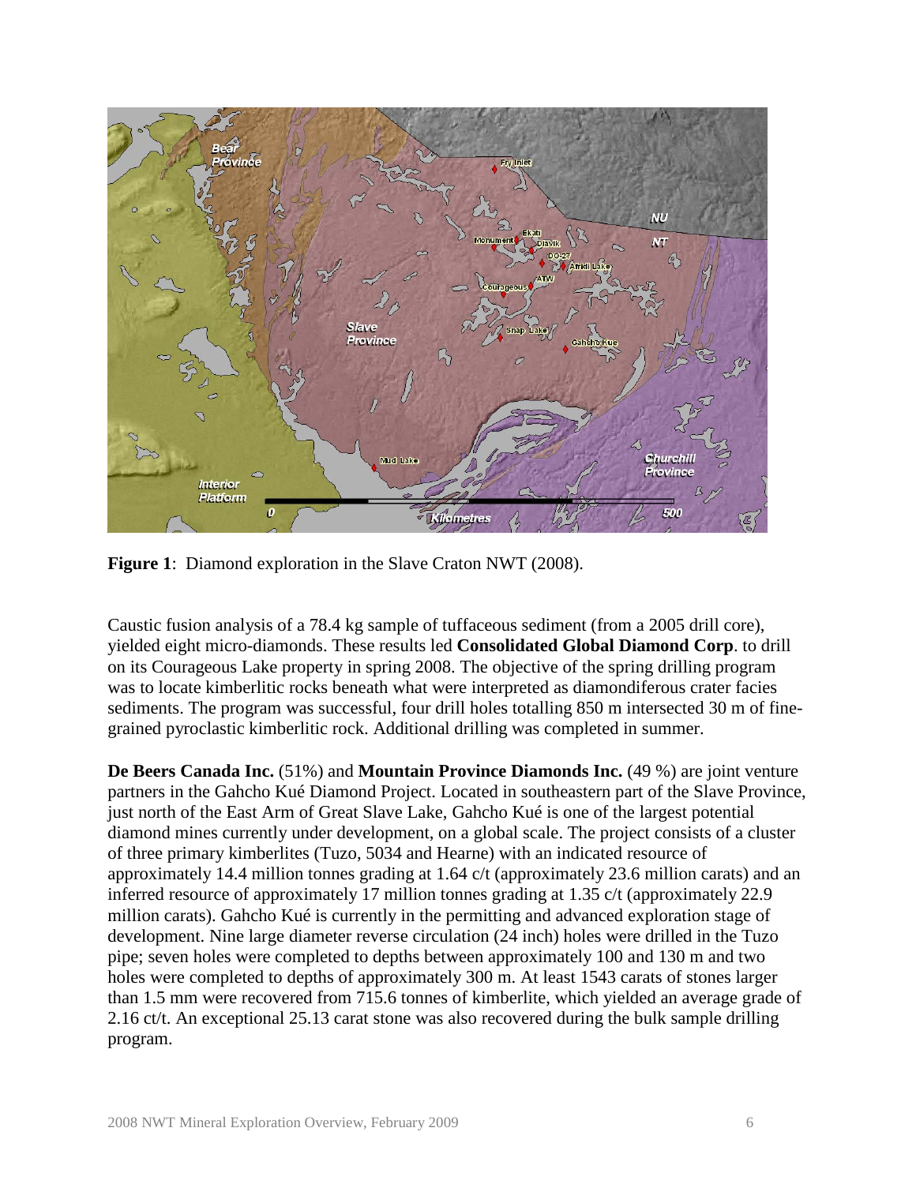**Figure 1**: Diamond exploration in the Slave Craton NWT (2008).

Caustic fusion analysis of a 78.4 kg sample of tuffaceous sediment (from a 2005 drill core), yielded eight micro-diamonds. These results led **Consolidated Global Diamond Corp**. to drill on its Courageous Lake property in spring 2008. The objective of the spring drilling program was to locate kimberlitic rocks beneath what were interpreted as diamondiferous crater facies sediments. The program was successful, four drill holes totalling 850 m intersected 30 m of fine-grained pyroclastic kimberlitic rock. Additional drilling was completed in summer.

**De Beers Canada Inc.** (51%) and **Mountain Province Diamonds Inc.** (49 %) are joint venture partners in the Gahcho Kué Diamond Project. Located in southeastern part of the Slave Province, just north of the East Arm of Great Slave Lake, Gahcho Kué is one of the largest potential diamond mines currently under development, on a global scale. The project consists of a cluster of three primary kimberlites (Tuzo, 5034 and Hearne) with an indicated resource of approximately 14.4 million tonnes grading at 1.64 c/t (approximately 23.6 million carats) and an inferred resource of approximately 17 million tonnes grading at 1.35 c/t (approximately 22.9 million carats). Gahcho Kué is currently in the permitting and advanced exploration stage of development. Nine large diameter reverse circulation (24 inch) holes were drilled in the Tuzo pipe; seven holes were completed to depths between approximately 100 and 130 m and two holes were completed to depths of approximately 300 m. At least 1543 carats of stones larger than 1.5 mm were recovered from 715.6 tonnes of kimberlite, which yielded an average grade of 2.16 ct/t. An exceptional 25.13 carat stone was also recovered during the bulk sample drilling program.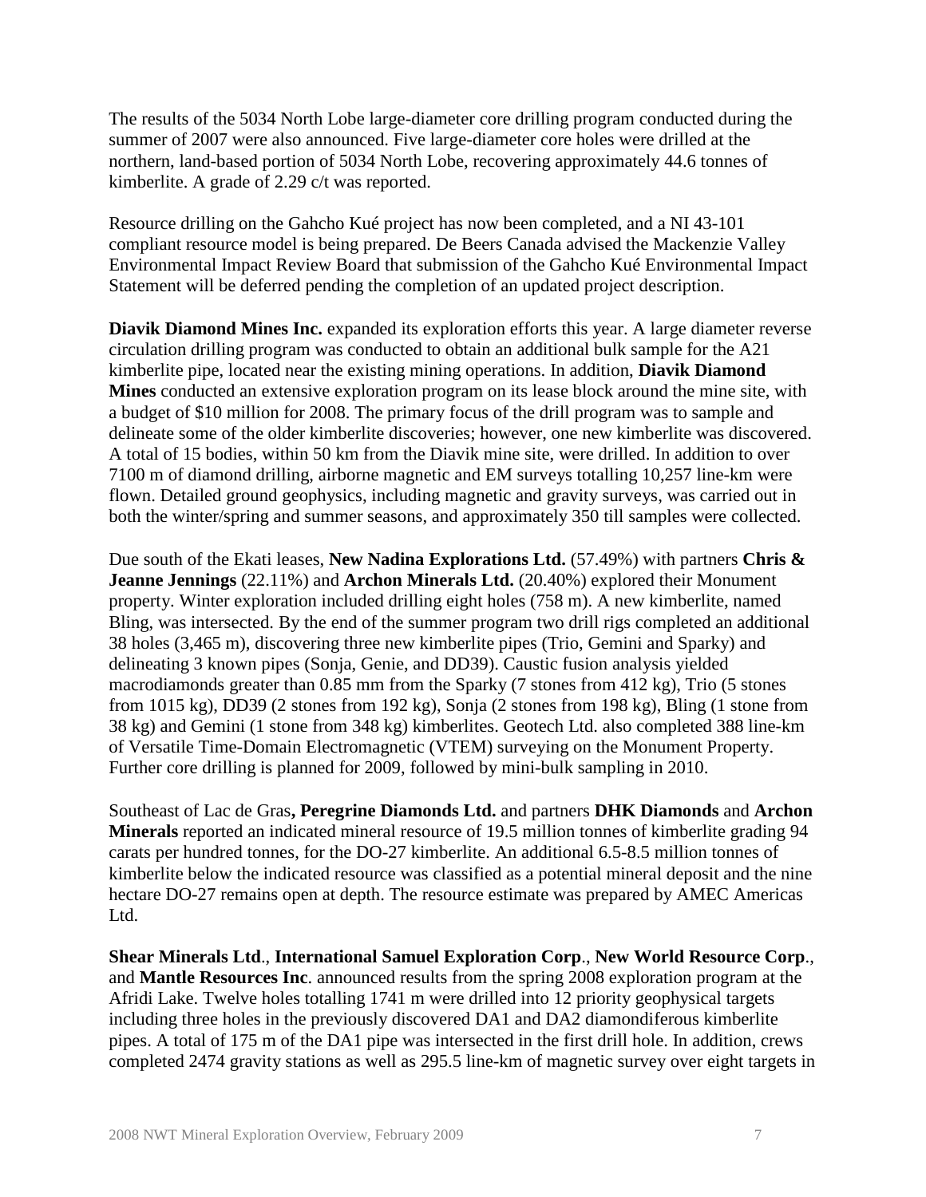The results of the 5034 North Lobe large-diameter core drilling program conducted during the summer of 2007 were also announced. Five large-diameter core holes were drilled at the northern, land-based portion of 5034 North Lobe, recovering approximately 44.6 tonnes of kimberlite. A grade of 2.29 c/t was reported.

Resource drilling on the Gahcho Kué project has now been completed, and a NI 43-101 compliant resource model is being prepared. De Beers Canada advised the Mackenzie Valley Environmental Impact Review Board that submission of the Gahcho Kué Environmental Impact Statement will be deferred pending the completion of an updated project description.

**Diavik Diamond Mines Inc.** expanded its exploration efforts this year. A large diameter reverse circulation drilling program was conducted to obtain an additional bulk sample for the A21 kimberlite pipe, located near the existing mining operations. In addition, **Diavik Diamond Mines** conducted an extensive exploration program on its lease block around the mine site, with a budget of $10 million for 2008. The primary focus of the drill program was to sample and delineate some of the older kimberlite discoveries; however, one new kimberlite was discovered. A total of 15 bodies, within 50 km from the Diavik mine site, were drilled. In addition to over 7100 m of diamond drilling, airborne magnetic and EM surveys totalling 10,257 line-km were flown. Detailed ground geophysics, including magnetic and gravity surveys, was carried out in both the winter/spring and summer seasons, and approximately 350 till samples were collected.

Due south of the Ekati leases, **New Nadina Explorations Ltd.** (57.49%) with partners **Chris & Jeanne Jennings** (22.11%) and **Archon Minerals Ltd.** (20.40%) explored their Monument property. Winter exploration included drilling eight holes (758 m). A new kimberlite, named Bling, was intersected. By the end of the summer program two drill rigs completed an additional 38 holes (3,465 m), discovering three new kimberlite pipes (Trio, Gemini and Sparky) and delineating 3 known pipes (Sonja, Genie, and DD39). Caustic fusion analysis yielded macrodiamonds greater than 0.85 mm from the Sparky (7 stones from 412 kg), Trio (5 stones from 1015 kg), DD39 (2 stones from 192 kg), Sonja (2 stones from 198 kg), Bling (1 stone from 38 kg) and Gemini (1 stone from 348 kg) kimberlites. Geotech Ltd. also completed 388 line-km of Versatile Time-Domain Electromagnetic (VTEM) surveying on the Monument Property. Further core drilling is planned for 2009, followed by mini-bulk sampling in 2010.

Southeast of Lac de Gras**, Peregrine Diamonds Ltd.** and partners **DHK Diamonds** and **Archon Minerals** reported an indicated mineral resource of 19.5 million tonnes of kimberlite grading 94 carats per hundred tonnes, for the DO-27 kimberlite. An additional 6.5-8.5 million tonnes of kimberlite below the indicated resource was classified as a potential mineral deposit and the nine hectare DO-27 remains open at depth. The resource estimate was prepared by AMEC Americas Ltd.

**Shear Minerals Ltd**., **International Samuel Exploration Corp**., **New World Resource Corp**., and **Mantle Resources Inc**. announced results from the spring 2008 exploration program at the Afridi Lake. Twelve holes totalling 1741 m were drilled into 12 priority geophysical targets including three holes in the previously discovered DA1 and DA2 diamondiferous kimberlite pipes. A total of 175 m of the DA1 pipe was intersected in the first drill hole. In addition, crews completed 2474 gravity stations as well as 295.5 line-km of magnetic survey over eight targets in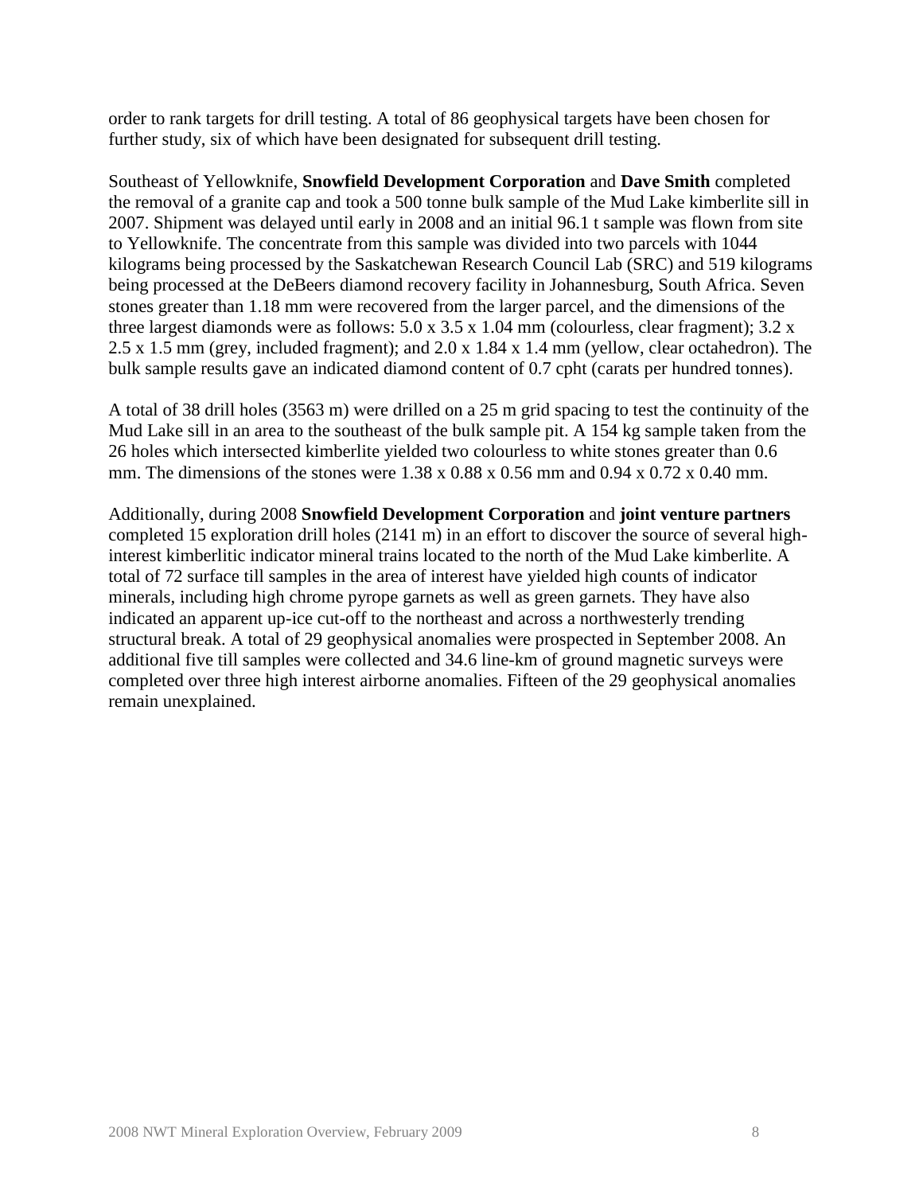order to rank targets for drill testing. A total of 86 geophysical targets have been chosen for further study, six of which have been designated for subsequent drill testing.

Southeast of Yellowknife, **Snowfield Development Corporation** and **Dave Smith** completed the removal of a granite cap and took a 500 tonne bulk sample of the Mud Lake kimberlite sill in 2007. Shipment was delayed until early in 2008 and an initial 96.1 t sample was flown from site to Yellowknife. The concentrate from this sample was divided into two parcels with 1044 kilograms being processed by the Saskatchewan Research Council Lab (SRC) and 519 kilograms being processed at the DeBeers diamond recovery facility in Johannesburg, South Africa. Seven stones greater than 1.18 mm were recovered from the larger parcel, and the dimensions of the three largest diamonds were as follows: 5.0 x 3.5 x 1.04 mm (colourless, clear fragment); 3.2 x 2.5 x 1.5 mm (grey, included fragment); and 2.0 x 1.84 x 1.4 mm (yellow, clear octahedron). The bulk sample results gave an indicated diamond content of 0.7 cpht (carats per hundred tonnes).

A total of 38 drill holes (3563 m) were drilled on a 25 m grid spacing to test the continuity of the Mud Lake sill in an area to the southeast of the bulk sample pit. A 154 kg sample taken from the 26 holes which intersected kimberlite yielded two colourless to white stones greater than 0.6 mm. The dimensions of the stones were 1.38 x 0.88 x 0.56 mm and 0.94 x 0.72 x 0.40 mm.

Additionally, during 2008 **Snowfield Development Corporation** and **joint venture partners** completed 15 exploration drill holes (2141 m) in an effort to discover the source of several high-interest kimberlitic indicator mineral trains located to the north of the Mud Lake kimberlite. A total of 72 surface till samples in the area of interest have yielded high counts of indicator minerals, including high chrome pyrope garnets as well as green garnets. They have also indicated an apparent up-ice cut-off to the northeast and across a northwesterly trending structural break. A total of 29 geophysical anomalies were prospected in September 2008. An additional five till samples were collected and 34.6 line-km of ground magnetic surveys were completed over three high interest airborne anomalies. Fifteen of the 29 geophysical anomalies remain unexplained.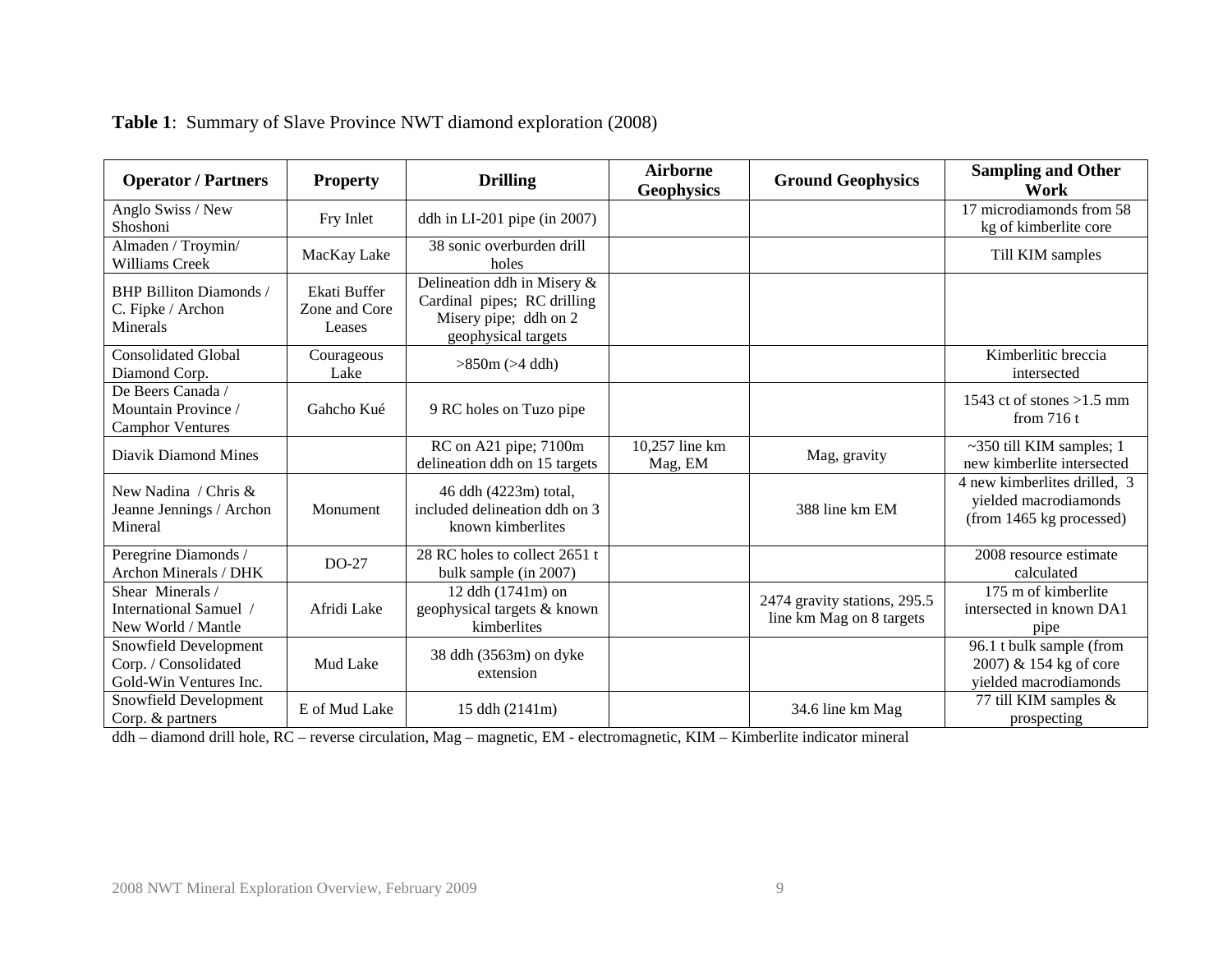**Table 1**: Summary of Slave Province NWT diamond exploration (2008)

| Operator / Partners | Property | Drilling | Airborne Geophysics | Ground Geophysics | Sampling and Other Work |
|---|---|---|---|---|---|
| Anglo Swiss / New Shoshoni | Fry Inlet | ddh in LI-201 pipe (in 2007) | | | 17 microdiamonds from 58 kg of kimberlite core |
| Almaden / Troymin/ Williams Creek | MacKay Lake | 38 sonic overburden drill holes | | | Till KIM samples |
| BHP Billiton Diamonds / C. Fipke / Archon Minerals | Ekati Buffer Zone and Core Leases | Delineation ddh in Misery & Cardinal pipes; RC drilling Misery pipe; ddh on 2 geophysical targets | | | |
| Consolidated Global Diamond Corp. | Courageous Lake | >850m (>4 ddh) | | | Kimberlitic breccia intersected |
| De Beers Canada / Mountain Province / Camphor Ventures | Gahcho Kué | 9 RC holes on Tuzo pipe | | | 1543 ct of stones >1.5 mm from 716 t |
| Diavik Diamond Mines | | RC on A21 pipe; 7100m delineation ddh on 15 targets | 10,257 line km Mag, EM | Mag, gravity | ~350 till KIM samples; 1 new kimberlite intersected |
| New Nadina / Chris & Jeanne Jennings / Archon Mineral | Monument | 46 ddh (4223m) total, included delineation ddh on 3 known kimberlites | | 388 line km EM | 4 new kimberlites drilled, 3 yielded macrodiamonds (from 1465 kg processed) |
| Peregrine Diamonds / Archon Minerals / DHK | DO-27 | 28 RC holes to collect 2651 t bulk sample (in 2007) | | | 2008 resource estimate calculated |
| Shear Minerals / International Samuel / New World / Mantle | Afridi Lake | 12 ddh (1741m) on geophysical targets & known kimberlites | | 2474 gravity stations, 295.5 line km Mag on 8 targets | 175 m of kimberlite intersected in known DA1 pipe |
| Snowfield Development Corp. / Consolidated Gold-Win Ventures Inc. | Mud Lake | 38 ddh (3563m) on dyke extension | | | 96.1 t bulk sample (from 2007) & 154 kg of core yielded macrodiamonds |
| Snowfield Development Corp. & partners | E of Mud Lake | 15 ddh (2141m) | | 34.6 line km Mag | 77 till KIM samples & prospecting |

ddh – diamond drill hole, RC – reverse circulation, Mag – magnetic, EM - electromagnetic, KIM – Kimberlite indicator mineral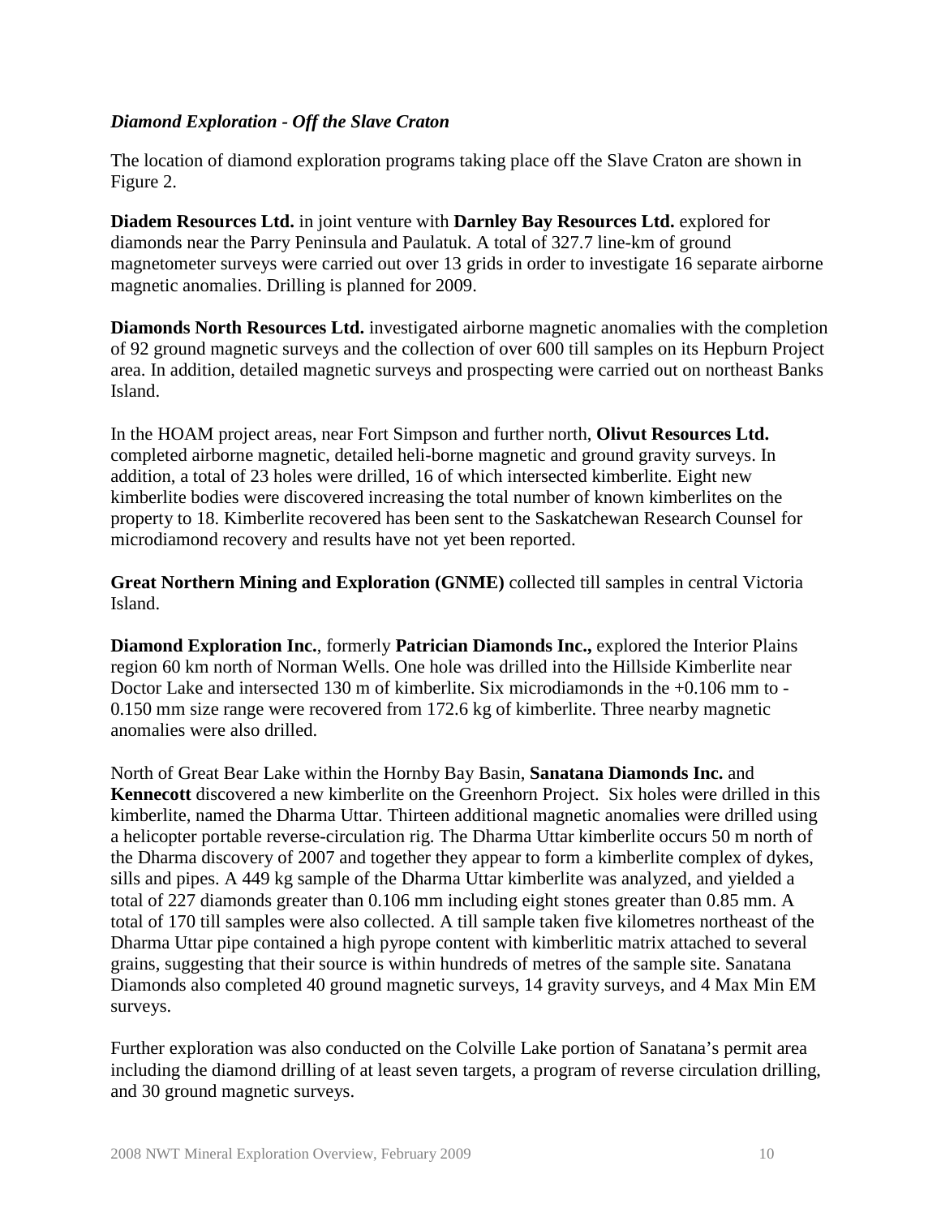### ***Diamond Exploration - Off the Slave Craton***

The location of diamond exploration programs taking place off the Slave Craton are shown in Figure 2.

**Diadem Resources Ltd.** in joint venture with **Darnley Bay Resources Ltd.** explored for diamonds near the Parry Peninsula and Paulatuk. A total of 327.7 line-km of ground magnetometer surveys were carried out over 13 grids in order to investigate 16 separate airborne magnetic anomalies. Drilling is planned for 2009.

**Diamonds North Resources Ltd.** investigated airborne magnetic anomalies with the completion of 92 ground magnetic surveys and the collection of over 600 till samples on its Hepburn Project area. In addition, detailed magnetic surveys and prospecting were carried out on northeast Banks Island.

In the HOAM project areas, near Fort Simpson and further north, **Olivut Resources Ltd.** completed airborne magnetic, detailed heli-borne magnetic and ground gravity surveys. In addition, a total of 23 holes were drilled, 16 of which intersected kimberlite. Eight new kimberlite bodies were discovered increasing the total number of known kimberlites on the property to 18. Kimberlite recovered has been sent to the Saskatchewan Research Counsel for microdiamond recovery and results have not yet been reported.

**Great Northern Mining and Exploration (GNME)** collected till samples in central Victoria Island.

**Diamond Exploration Inc.**, formerly **Patrician Diamonds Inc.,** explored the Interior Plains region 60 km north of Norman Wells. One hole was drilled into the Hillside Kimberlite near Doctor Lake and intersected 130 m of kimberlite. Six microdiamonds in the +0.106 mm to -0.150 mm size range were recovered from 172.6 kg of kimberlite. Three nearby magnetic anomalies were also drilled.

North of Great Bear Lake within the Hornby Bay Basin, **Sanatana Diamonds Inc.** and **Kennecott** discovered a new kimberlite on the Greenhorn Project. Six holes were drilled in this kimberlite, named the Dharma Uttar. Thirteen additional magnetic anomalies were drilled using a helicopter portable reverse-circulation rig. The Dharma Uttar kimberlite occurs 50 m north of the Dharma discovery of 2007 and together they appear to form a kimberlite complex of dykes, sills and pipes. A 449 kg sample of the Dharma Uttar kimberlite was analyzed, and yielded a total of 227 diamonds greater than 0.106 mm including eight stones greater than 0.85 mm. A total of 170 till samples were also collected. A till sample taken five kilometres northeast of the Dharma Uttar pipe contained a high pyrope content with kimberlitic matrix attached to several grains, suggesting that their source is within hundreds of metres of the sample site. Sanatana Diamonds also completed 40 ground magnetic surveys, 14 gravity surveys, and 4 Max Min EM surveys.

Further exploration was also conducted on the Colville Lake portion of Sanatana's permit area including the diamond drilling of at least seven targets, a program of reverse circulation drilling, and 30 ground magnetic surveys.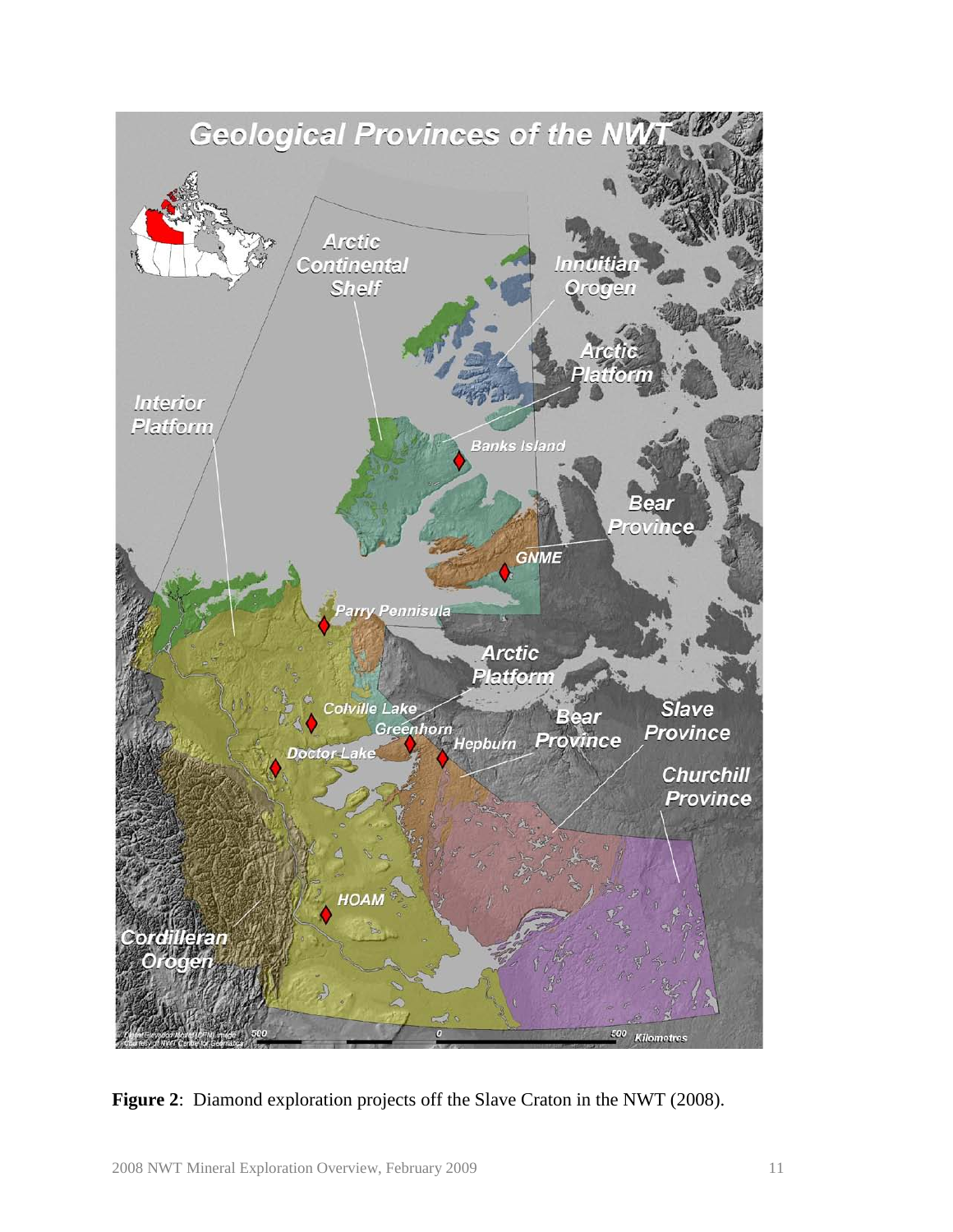**Figure 2**: Diamond exploration projects off the Slave Craton in the NWT (2008).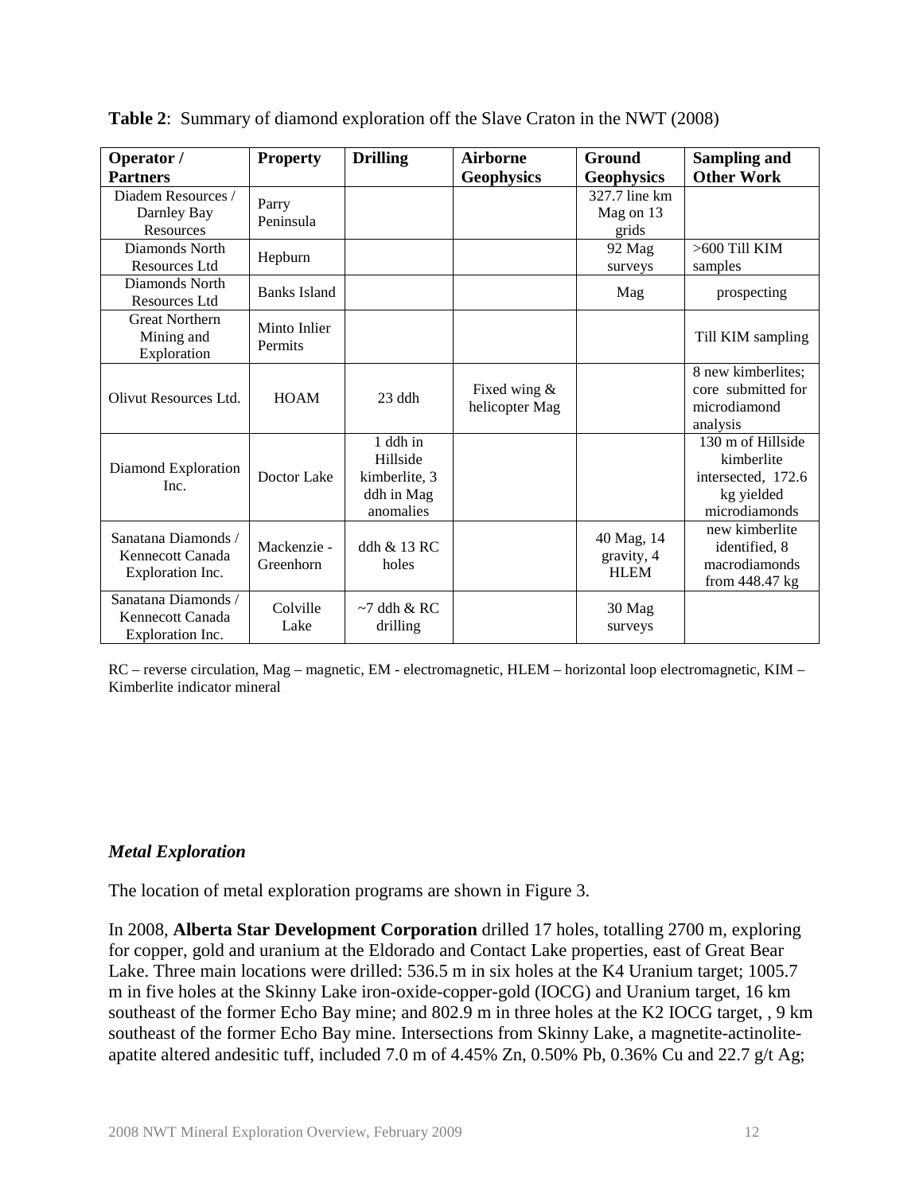**Table 2**: Summary of diamond exploration off the Slave Craton in the NWT (2008)

| Operator / Partners | Property | Drilling | Airborne Geophysics | Ground Geophysics | Sampling and Other Work |
|---|---|---|---|---|---|
| Diadem Resources / Darnley Bay Resources | Parry Peninsula | | | 327.7 line km Mag on 13 grids | |
| Diamonds North Resources Ltd | Hepburn | | | 92 Mag surveys | >600 Till KIM samples |
| Diamonds North Resources Ltd | Banks Island | | | Mag | prospecting |
| Great Northern Mining and Exploration | Minto Inlier Permits | | | | Till KIM sampling |
| Olivut Resources Ltd. | HOAM | 23 ddh | Fixed wing & helicopter Mag | | 8 new kimberlites; core submitted for microdiamond analysis |
| Diamond Exploration Inc. | Doctor Lake | 1 ddh in Hillside kimberlite, 3 ddh in Mag anomalies | | | 130 m of Hillside kimberlite intersected, 172.6 kg yielded microdiamonds |
| Sanatana Diamonds / Kennecott Canada Exploration Inc. | Mackenzie - Greenhorn | ddh & 13 RC holes | | 40 Mag, 14 gravity, 4 HLEM | new kimberlite identified, 8 macrodiamonds from 448.47 kg |
| Sanatana Diamonds / Kennecott Canada Exploration Inc. | Colville Lake | ~7 ddh & RC drilling | | 30 Mag surveys | |

RC – reverse circulation, Mag – magnetic, EM - electromagnetic, HLEM – horizontal loop electromagnetic, KIM – Kimberlite indicator mineral

### *Metal Exploration*

The location of metal exploration programs are shown in Figure 3.

In 2008, **Alberta Star Development Corporation** drilled 17 holes, totalling 2700 m, exploring for copper, gold and uranium at the Eldorado and Contact Lake properties, east of Great Bear Lake. Three main locations were drilled: 536.5 m in six holes at the K4 Uranium target; 1005.7 m in five holes at the Skinny Lake iron-oxide-copper-gold (IOCG) and Uranium target, 16 km southeast of the former Echo Bay mine; and 802.9 m in three holes at the K2 IOCG target, , 9 km southeast of the former Echo Bay mine. Intersections from Skinny Lake, a magnetite-actinolite-apatite altered andesitic tuff, included 7.0 m of 4.45% Zn, 0.50% Pb, 0.36% Cu and 22.7 g/t Ag;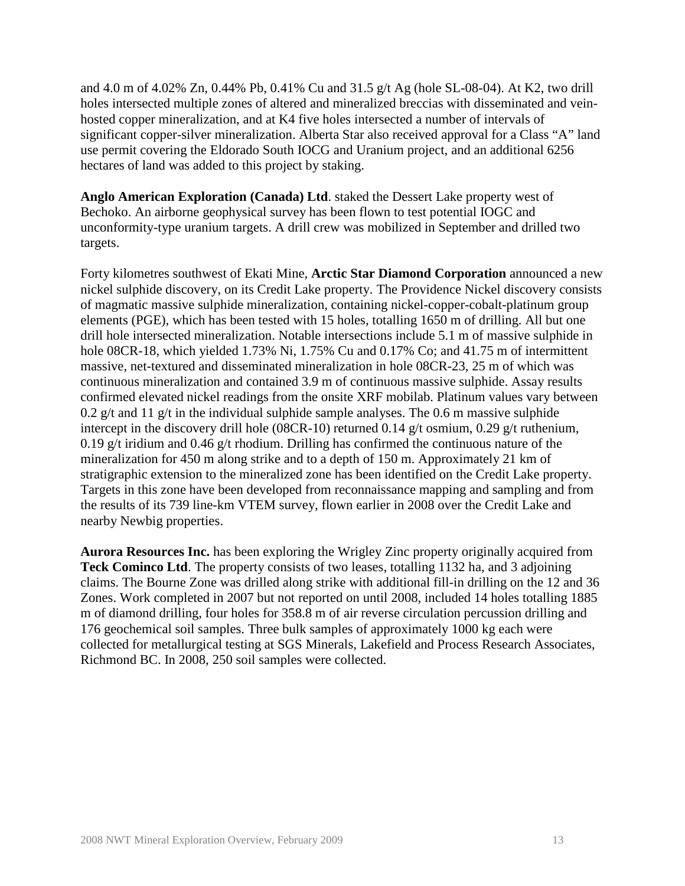and 4.0 m of 4.02% Zn, 0.44% Pb, 0.41% Cu and 31.5 g/t Ag (hole SL-08-04). At K2, two drill holes intersected multiple zones of altered and mineralized breccias with disseminated and vein-hosted copper mineralization, and at K4 five holes intersected a number of intervals of significant copper-silver mineralization. Alberta Star also received approval for a Class "A" land use permit covering the Eldorado South IOCG and Uranium project, and an additional 6256 hectares of land was added to this project by staking.

**Anglo American Exploration (Canada) Ltd**. staked the Dessert Lake property west of Bechoko. An airborne geophysical survey has been flown to test potential IOGC and unconformity-type uranium targets. A drill crew was mobilized in September and drilled two targets.

Forty kilometres southwest of Ekati Mine, **Arctic Star Diamond Corporation** announced a new nickel sulphide discovery, on its Credit Lake property. The Providence Nickel discovery consists of magmatic massive sulphide mineralization, containing nickel-copper-cobalt-platinum group elements (PGE), which has been tested with 15 holes, totalling 1650 m of drilling. All but one drill hole intersected mineralization. Notable intersections include 5.1 m of massive sulphide in hole 08CR-18, which yielded 1.73% Ni, 1.75% Cu and 0.17% Co; and 41.75 m of intermittent massive, net-textured and disseminated mineralization in hole 08CR-23, 25 m of which was continuous mineralization and contained 3.9 m of continuous massive sulphide. Assay results confirmed elevated nickel readings from the onsite XRF mobilab. Platinum values vary between 0.2 g/t and 11 g/t in the individual sulphide sample analyses. The 0.6 m massive sulphide intercept in the discovery drill hole (08CR-10) returned 0.14 g/t osmium, 0.29 g/t ruthenium, 0.19 g/t iridium and 0.46 g/t rhodium. Drilling has confirmed the continuous nature of the mineralization for 450 m along strike and to a depth of 150 m. Approximately 21 km of stratigraphic extension to the mineralized zone has been identified on the Credit Lake property. Targets in this zone have been developed from reconnaissance mapping and sampling and from the results of its 739 line-km VTEM survey, flown earlier in 2008 over the Credit Lake and nearby Newbig properties.

**Aurora Resources Inc.** has been exploring the Wrigley Zinc property originally acquired from **Teck Cominco Ltd**. The property consists of two leases, totalling 1132 ha, and 3 adjoining claims. The Bourne Zone was drilled along strike with additional fill-in drilling on the 12 and 36 Zones. Work completed in 2007 but not reported on until 2008, included 14 holes totalling 1885 m of diamond drilling, four holes for 358.8 m of air reverse circulation percussion drilling and 176 geochemical soil samples. Three bulk samples of approximately 1000 kg each were collected for metallurgical testing at SGS Minerals, Lakefield and Process Research Associates, Richmond BC. In 2008, 250 soil samples were collected.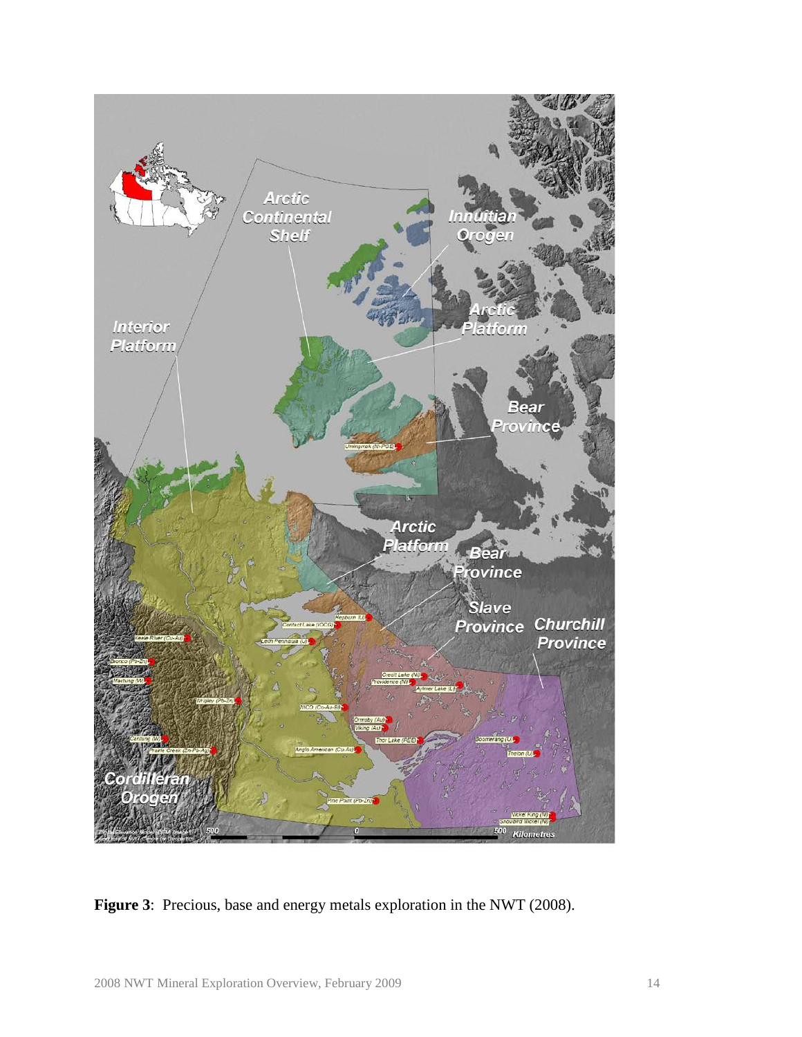**Figure 3**: Precious, base and energy metals exploration in the NWT (2008).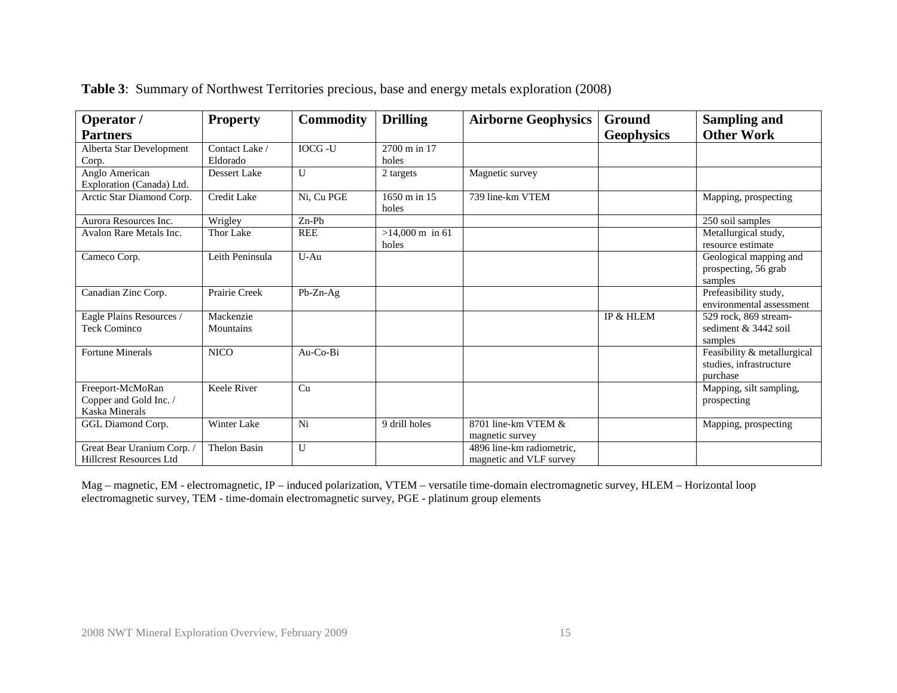**Table 3**: Summary of Northwest Territories precious, base and energy metals exploration (2008)

| Operator / Partners | Property | Commodity | Drilling | Airborne Geophysics | Ground Geophysics | Sampling and Other Work |
|---|---|---|---|---|---|---|
| Alberta Star Development Corp. | Contact Lake / Eldorado | IOCG -U | 2700 m in 17 holes | | | |
| Anglo American Exploration (Canada) Ltd. | Dessert Lake | U | 2 targets | Magnetic survey | | |
| Arctic Star Diamond Corp. | Credit Lake | Ni, Cu PGE | 1650 m in 15 holes | 739 line-km VTEM | | Mapping, prospecting |
| Aurora Resources Inc. | Wrigley | Zn-Pb | | | | 250 soil samples |
| Avalon Rare Metals Inc. | Thor Lake | REE | >14,000 m in 61 holes | | | Metallurgical study, resource estimate |
| Cameco Corp. | Leith Peninsula | U-Au | | | | Geological mapping and prospecting, 56 grab samples |
| Canadian Zinc Corp. | Prairie Creek | Pb-Zn-Ag | | | | Prefeasibility study, environmental assessment |
| Eagle Plains Resources / Teck Cominco | Mackenzie Mountains | | | | IP & HLEM | 529 rock, 869 stream-sediment & 3442 soil samples |
| Fortune Minerals | NICO | Au-Co-Bi | | | | Feasibility & metallurgical studies, infrastructure purchase |
| Freeport-McMoRan Copper and Gold Inc. / Kaska Minerals | Keele River | Cu | | | | Mapping, silt sampling, prospecting |
| GGL Diamond Corp. | Winter Lake | Ni | 9 drill holes | 8701 line-km VTEM & magnetic survey | | Mapping, prospecting |
| Great Bear Uranium Corp. / Hillcrest Resources Ltd | Thelon Basin | U | | 4896 line-km radiometric, magnetic and VLF survey | | |

Mag – magnetic, EM - electromagnetic, IP – induced polarization, VTEM – versatile time-domain electromagnetic survey, HLEM – Horizontal loop electromagnetic survey, TEM - time-domain electromagnetic survey, PGE - platinum group elements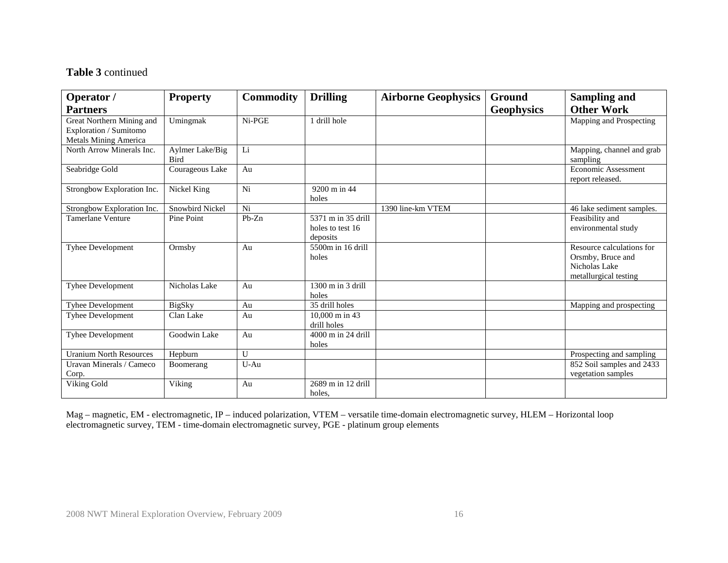**Table 3** continued

| Operator / Partners | Property | Commodity | Drilling | Airborne Geophysics | Ground Geophysics | Sampling and Other Work |
|---|---|---|---|---|---|---|
| Great Northern Mining and Exploration / Sumitomo Metals Mining America | Umingmak | Ni-PGE | 1 drill hole | | | Mapping and Prospecting |
| North Arrow Minerals Inc. | Aylmer Lake/Big Bird | Li | | | | Mapping, channel and grab sampling |
| Seabridge Gold | Courageous Lake | Au | | | | Economic Assessment report released. |
| Strongbow Exploration Inc. | Nickel King | Ni | 9200 m in 44 holes | | | |
| Strongbow Exploration Inc. | Snowbird Nickel | Ni | | 1390 line-km VTEM | | 46 lake sediment samples. |
| Tamerlane Venture | Pine Point | Pb-Zn | 5371 m in 35 drill holes to test 16 deposits | | | Feasibility and environmental study |
| Tyhee Development | Ormsby | Au | 5500m in 16 drill holes | | | Resource calculations for Orsmby, Bruce and Nicholas Lake metallurgical testing |
| Tyhee Development | Nicholas Lake | Au | 1300 m in 3 drill holes | | | |
| Tyhee Development | BigSky | Au | 35 drill holes | | | Mapping and prospecting |
| Tyhee Development | Clan Lake | Au | 10,000 m in 43 drill holes | | | |
| Tyhee Development | Goodwin Lake | Au | 4000 m in 24 drill holes | | | |
| Uranium North Resources | Hepburn | U | | | | Prospecting and sampling |
| Uravan Minerals / Cameco Corp. | Boomerang | U-Au | | | | 852 Soil samples and 2433 vegetation samples |
| Viking Gold | Viking | Au | 2689 m in 12 drill holes, | | | |

Mag – magnetic, EM - electromagnetic, IP – induced polarization, VTEM – versatile time-domain electromagnetic survey, HLEM – Horizontal loop electromagnetic survey, TEM - time-domain electromagnetic survey, PGE - platinum group elements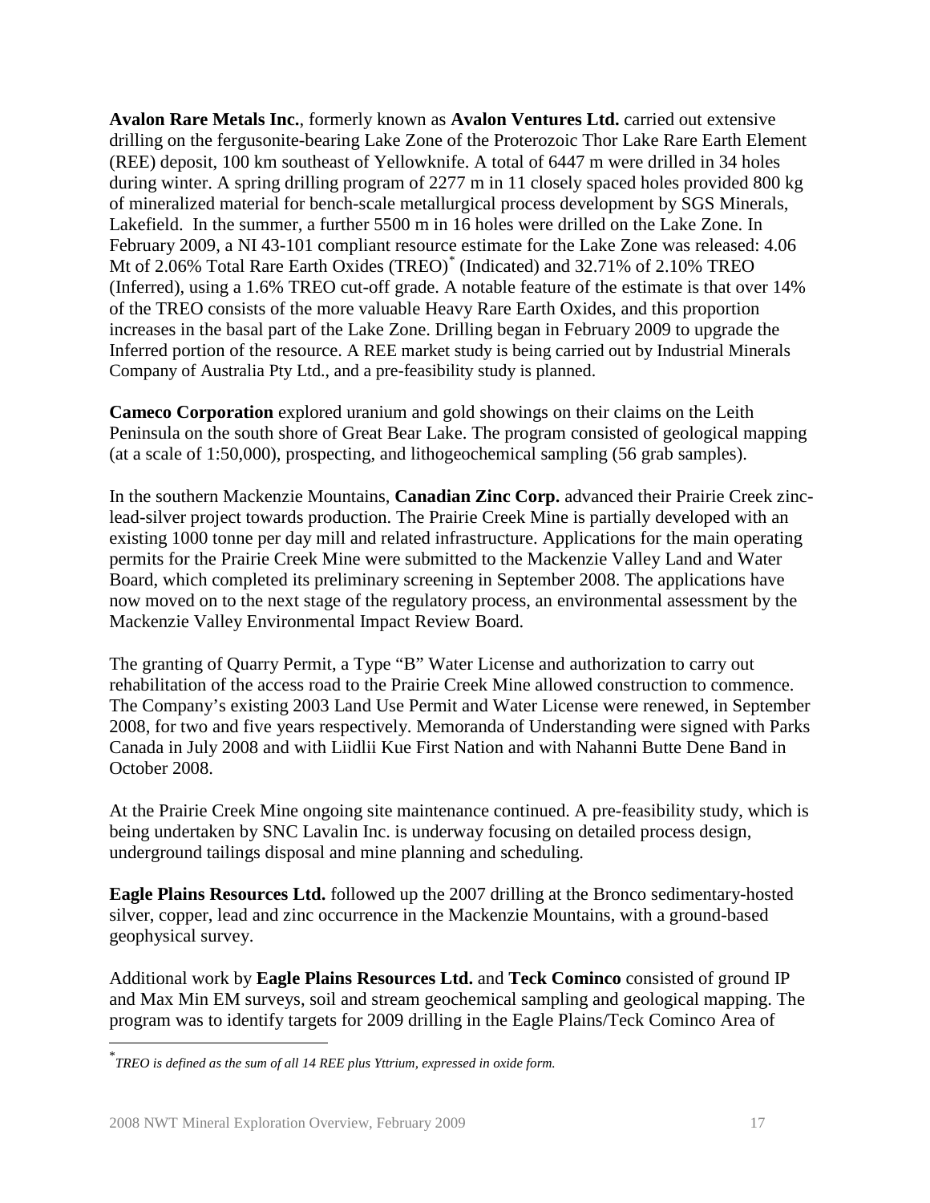**Avalon Rare Metals Inc.**, formerly known as **Avalon Ventures Ltd.** carried out extensive drilling on the fergusonite-bearing Lake Zone of the Proterozoic Thor Lake Rare Earth Element (REE) deposit, 100 km southeast of Yellowknife. A total of 6447 m were drilled in 34 holes during winter. A spring drilling program of 2277 m in 11 closely spaced holes provided 800 kg of mineralized material for bench-scale metallurgical process development by SGS Minerals, Lakefield. In the summer, a further 5500 m in 16 holes were drilled on the Lake Zone. In February 2009, a NI 43-101 compliant resource estimate for the Lake Zone was released: 4.06 Mt of 2.06% Total Rare Earth Oxides (TREO)* (Indicated) and 32.71% of 2.10% TREO (Inferred), using a 1.6% TREO cut-off grade. A notable feature of the estimate is that over 14% of the TREO consists of the more valuable Heavy Rare Earth Oxides, and this proportion increases in the basal part of the Lake Zone. Drilling began in February 2009 to upgrade the Inferred portion of the resource. A REE market study is being carried out by Industrial Minerals Company of Australia Pty Ltd., and a pre-feasibility study is planned.

**Cameco Corporation** explored uranium and gold showings on their claims on the Leith Peninsula on the south shore of Great Bear Lake. The program consisted of geological mapping (at a scale of 1:50,000), prospecting, and lithogeochemical sampling (56 grab samples).

In the southern Mackenzie Mountains, **Canadian Zinc Corp.** advanced their Prairie Creek zinc-lead-silver project towards production. The Prairie Creek Mine is partially developed with an existing 1000 tonne per day mill and related infrastructure. Applications for the main operating permits for the Prairie Creek Mine were submitted to the Mackenzie Valley Land and Water Board, which completed its preliminary screening in September 2008. The applications have now moved on to the next stage of the regulatory process, an environmental assessment by the Mackenzie Valley Environmental Impact Review Board.

The granting of Quarry Permit, a Type "B" Water License and authorization to carry out rehabilitation of the access road to the Prairie Creek Mine allowed construction to commence. The Company's existing 2003 Land Use Permit and Water License were renewed, in September 2008, for two and five years respectively. Memoranda of Understanding were signed with Parks Canada in July 2008 and with Liidlii Kue First Nation and with Nahanni Butte Dene Band in October 2008.

At the Prairie Creek Mine ongoing site maintenance continued. A pre-feasibility study, which is being undertaken by SNC Lavalin Inc. is underway focusing on detailed process design, underground tailings disposal and mine planning and scheduling.

**Eagle Plains Resources Ltd.** followed up the 2007 drilling at the Bronco sedimentary-hosted silver, copper, lead and zinc occurrence in the Mackenzie Mountains, with a ground-based geophysical survey.

Additional work by **Eagle Plains Resources Ltd.** and **Teck Cominco** consisted of ground IP and Max Min EM surveys, soil and stream geochemical sampling and geological mapping. The program was to identify targets for 2009 drilling in the Eagle Plains/Teck Cominco Area of

---

* *TREO is defined as the sum of all 14 REE plus Yttrium, expressed in oxide form.*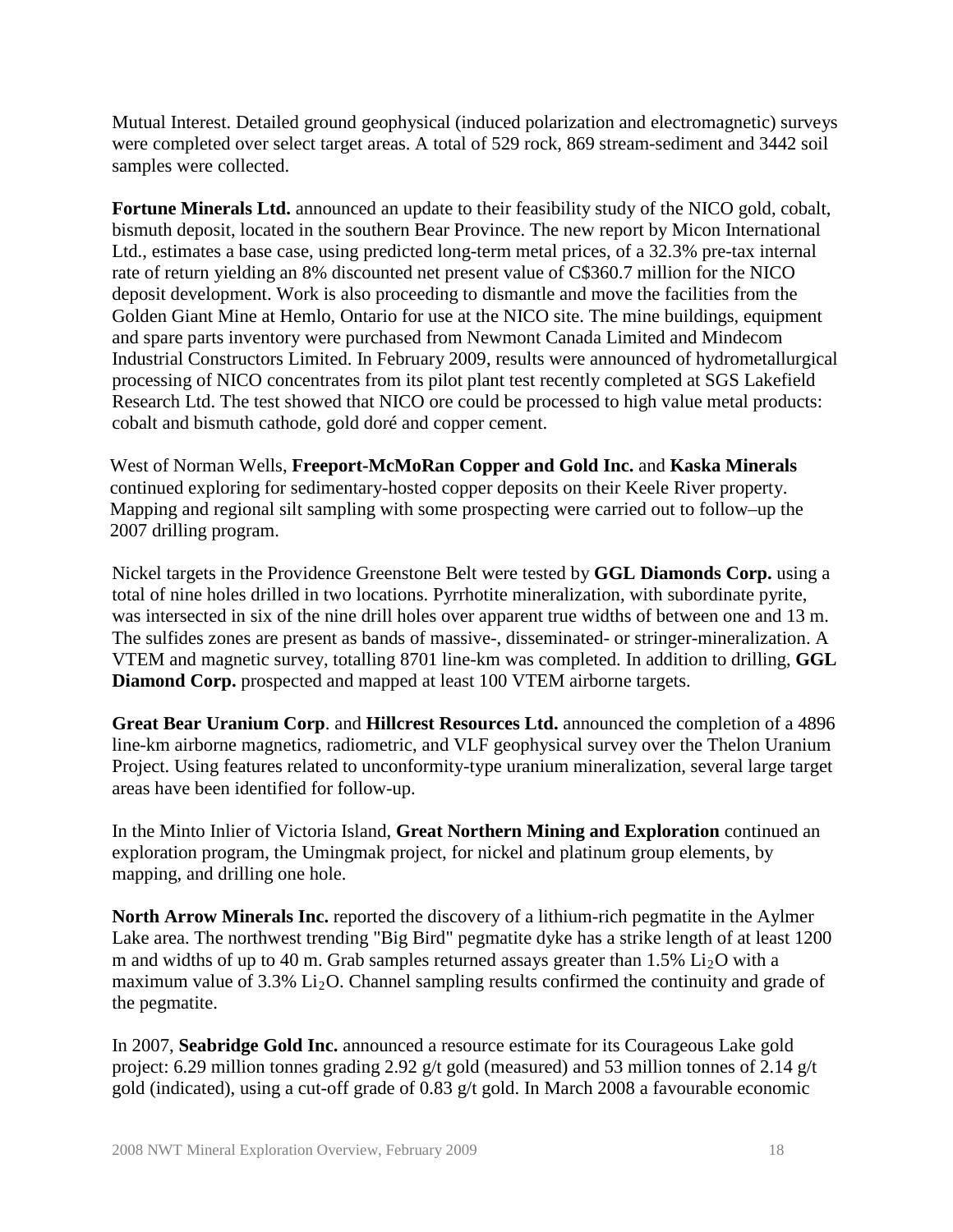Mutual Interest. Detailed ground geophysical (induced polarization and electromagnetic) surveys were completed over select target areas. A total of 529 rock, 869 stream-sediment and 3442 soil samples were collected.

**Fortune Minerals Ltd.** announced an update to their feasibility study of the NICO gold, cobalt, bismuth deposit, located in the southern Bear Province. The new report by Micon International Ltd., estimates a base case, using predicted long-term metal prices, of a 32.3% pre-tax internal rate of return yielding an 8% discounted net present value of C$360.7 million for the NICO deposit development. Work is also proceeding to dismantle and move the facilities from the Golden Giant Mine at Hemlo, Ontario for use at the NICO site. The mine buildings, equipment and spare parts inventory were purchased from Newmont Canada Limited and Mindecom Industrial Constructors Limited. In February 2009, results were announced of hydrometallurgical processing of NICO concentrates from its pilot plant test recently completed at SGS Lakefield Research Ltd. The test showed that NICO ore could be processed to high value metal products: cobalt and bismuth cathode, gold doré and copper cement.

West of Norman Wells, **Freeport-McMoRan Copper and Gold Inc.** and **Kaska Minerals** continued exploring for sedimentary-hosted copper deposits on their Keele River property. Mapping and regional silt sampling with some prospecting were carried out to follow–up the 2007 drilling program.

Nickel targets in the Providence Greenstone Belt were tested by **GGL Diamonds Corp.** using a total of nine holes drilled in two locations. Pyrrhotite mineralization, with subordinate pyrite, was intersected in six of the nine drill holes over apparent true widths of between one and 13 m. The sulfides zones are present as bands of massive-, disseminated- or stringer-mineralization. A VTEM and magnetic survey, totalling 8701 line-km was completed. In addition to drilling, **GGL Diamond Corp.** prospected and mapped at least 100 VTEM airborne targets.

**Great Bear Uranium Corp**. and **Hillcrest Resources Ltd.** announced the completion of a 4896 line-km airborne magnetics, radiometric, and VLF geophysical survey over the Thelon Uranium Project. Using features related to unconformity-type uranium mineralization, several large target areas have been identified for follow-up.

In the Minto Inlier of Victoria Island, **Great Northern Mining and Exploration** continued an exploration program, the Umingmak project, for nickel and platinum group elements, by mapping, and drilling one hole.

**North Arrow Minerals Inc.** reported the discovery of a lithium-rich pegmatite in the Aylmer Lake area. The northwest trending "Big Bird" pegmatite dyke has a strike length of at least 1200 m and widths of up to 40 m. Grab samples returned assays greater than 1.5% $Li_2O$ with a maximum value of 3.3% $Li_2O$. Channel sampling results confirmed the continuity and grade of the pegmatite.

In 2007, **Seabridge Gold Inc.** announced a resource estimate for its Courageous Lake gold project: 6.29 million tonnes grading 2.92 g/t gold (measured) and 53 million tonnes of 2.14 g/t gold (indicated), using a cut-off grade of 0.83 g/t gold. In March 2008 a favourable economic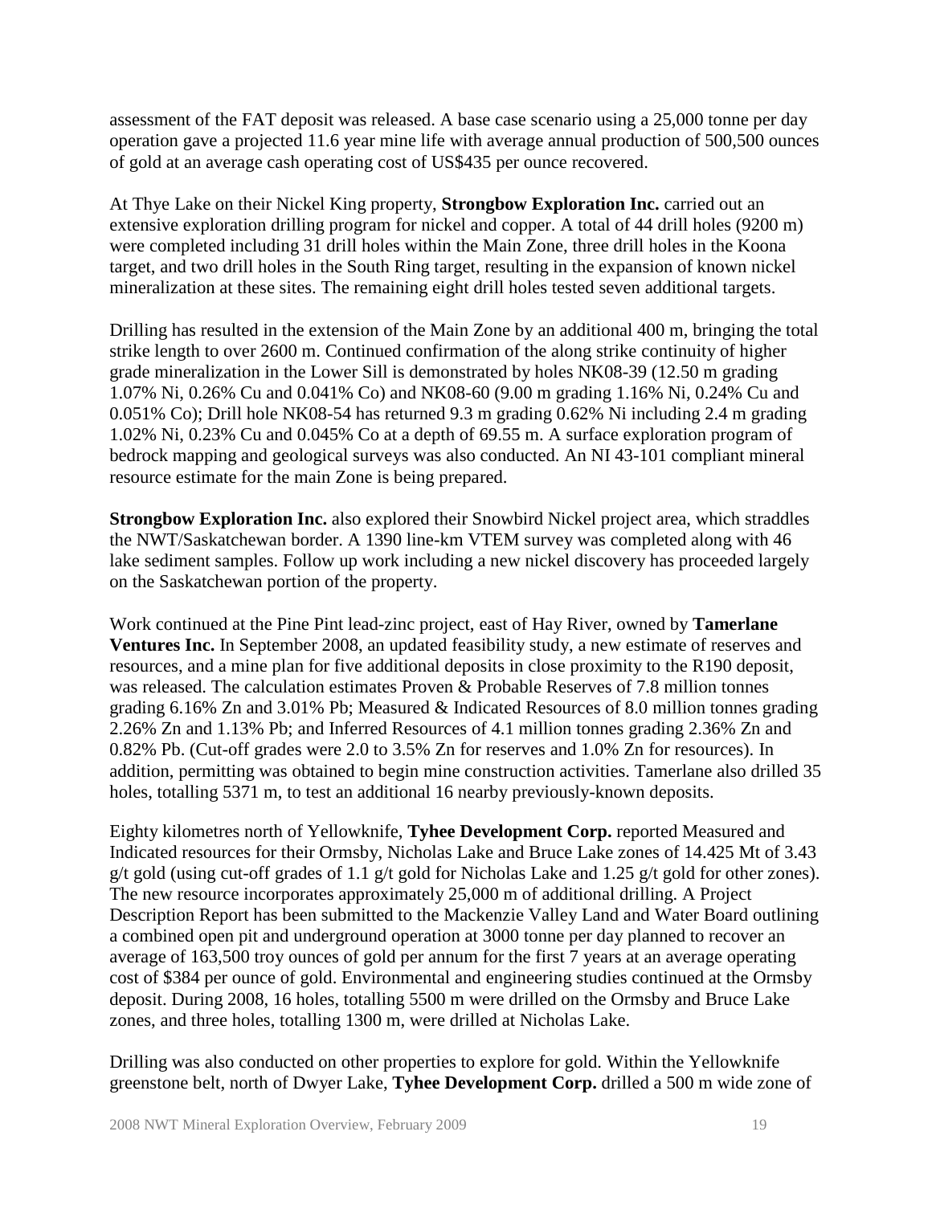assessment of the FAT deposit was released. A base case scenario using a 25,000 tonne per day operation gave a projected 11.6 year mine life with average annual production of 500,500 ounces of gold at an average cash operating cost of US$435 per ounce recovered.

At Thye Lake on their Nickel King property, **Strongbow Exploration Inc.** carried out an extensive exploration drilling program for nickel and copper. A total of 44 drill holes (9200 m) were completed including 31 drill holes within the Main Zone, three drill holes in the Koona target, and two drill holes in the South Ring target, resulting in the expansion of known nickel mineralization at these sites. The remaining eight drill holes tested seven additional targets.

Drilling has resulted in the extension of the Main Zone by an additional 400 m, bringing the total strike length to over 2600 m. Continued confirmation of the along strike continuity of higher grade mineralization in the Lower Sill is demonstrated by holes NK08-39 (12.50 m grading 1.07% Ni, 0.26% Cu and 0.041% Co) and NK08-60 (9.00 m grading 1.16% Ni, 0.24% Cu and 0.051% Co); Drill hole NK08-54 has returned 9.3 m grading 0.62% Ni including 2.4 m grading 1.02% Ni, 0.23% Cu and 0.045% Co at a depth of 69.55 m. A surface exploration program of bedrock mapping and geological surveys was also conducted. An NI 43-101 compliant mineral resource estimate for the main Zone is being prepared.

**Strongbow Exploration Inc.** also explored their Snowbird Nickel project area, which straddles the NWT/Saskatchewan border. A 1390 line-km VTEM survey was completed along with 46 lake sediment samples. Follow up work including a new nickel discovery has proceeded largely on the Saskatchewan portion of the property.

Work continued at the Pine Pint lead-zinc project, east of Hay River, owned by **Tamerlane Ventures Inc.** In September 2008, an updated feasibility study, a new estimate of reserves and resources, and a mine plan for five additional deposits in close proximity to the R190 deposit, was released. The calculation estimates Proven & Probable Reserves of 7.8 million tonnes grading 6.16% Zn and 3.01% Pb; Measured & Indicated Resources of 8.0 million tonnes grading 2.26% Zn and 1.13% Pb; and Inferred Resources of 4.1 million tonnes grading 2.36% Zn and 0.82% Pb. (Cut-off grades were 2.0 to 3.5% Zn for reserves and 1.0% Zn for resources). In addition, permitting was obtained to begin mine construction activities. Tamerlane also drilled 35 holes, totalling 5371 m, to test an additional 16 nearby previously-known deposits.

Eighty kilometres north of Yellowknife, **Tyhee Development Corp.** reported Measured and Indicated resources for their Ormsby, Nicholas Lake and Bruce Lake zones of 14.425 Mt of 3.43 g/t gold (using cut-off grades of 1.1 g/t gold for Nicholas Lake and 1.25 g/t gold for other zones). The new resource incorporates approximately 25,000 m of additional drilling. A Project Description Report has been submitted to the Mackenzie Valley Land and Water Board outlining a combined open pit and underground operation at 3000 tonne per day planned to recover an average of 163,500 troy ounces of gold per annum for the first 7 years at an average operating cost of $384 per ounce of gold. Environmental and engineering studies continued at the Ormsby deposit. During 2008, 16 holes, totalling 5500 m were drilled on the Ormsby and Bruce Lake zones, and three holes, totalling 1300 m, were drilled at Nicholas Lake.

Drilling was also conducted on other properties to explore for gold. Within the Yellowknife greenstone belt, north of Dwyer Lake, **Tyhee Development Corp.** drilled a 500 m wide zone of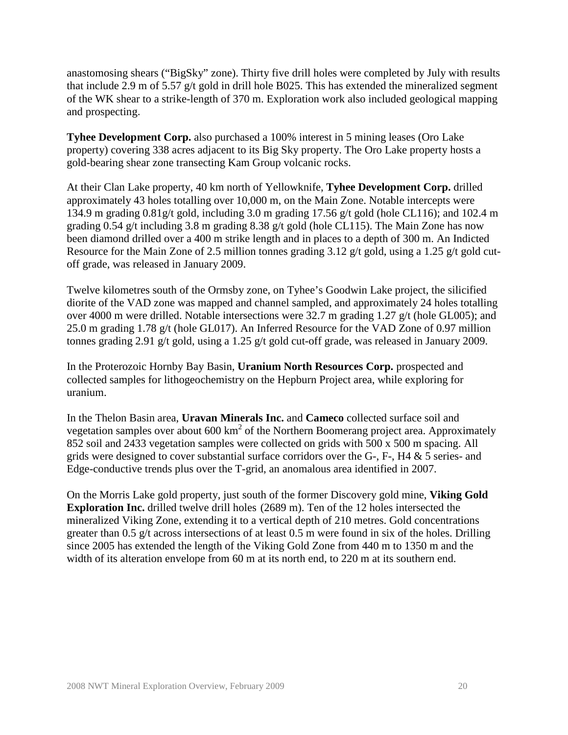anastomosing shears (“BigSky” zone). Thirty five drill holes were completed by July with results that include 2.9 m of 5.57 g/t gold in drill hole B025. This has extended the mineralized segment of the WK shear to a strike-length of 370 m. Exploration work also included geological mapping and prospecting.

**Tyhee Development Corp.** also purchased a 100% interest in 5 mining leases (Oro Lake property) covering 338 acres adjacent to its Big Sky property. The Oro Lake property hosts a gold-bearing shear zone transecting Kam Group volcanic rocks.

At their Clan Lake property, 40 km north of Yellowknife, **Tyhee Development Corp.** drilled approximately 43 holes totalling over 10,000 m, on the Main Zone. Notable intercepts were 134.9 m grading 0.81g/t gold, including 3.0 m grading 17.56 g/t gold (hole CL116); and 102.4 m grading 0.54 g/t including 3.8 m grading 8.38 g/t gold (hole CL115). The Main Zone has now been diamond drilled over a 400 m strike length and in places to a depth of 300 m. An Indicted Resource for the Main Zone of 2.5 million tonnes grading 3.12 g/t gold, using a 1.25 g/t gold cut-off grade, was released in January 2009.

Twelve kilometres south of the Ormsby zone, on Tyhee’s Goodwin Lake project, the silicified diorite of the VAD zone was mapped and channel sampled, and approximately 24 holes totalling over 4000 m were drilled. Notable intersections were 32.7 m grading 1.27 g/t (hole GL005); and 25.0 m grading 1.78 g/t (hole GL017). An Inferred Resource for the VAD Zone of 0.97 million tonnes grading 2.91 g/t gold, using a 1.25 g/t gold cut-off grade, was released in January 2009.

In the Proterozoic Hornby Bay Basin, **Uranium North Resources Corp.** prospected and collected samples for lithogeochemistry on the Hepburn Project area, while exploring for uranium.

In the Thelon Basin area, **Uravan Minerals Inc.** and **Cameco** collected surface soil and vegetation samples over about 600 km$^2$ of the Northern Boomerang project area. Approximately 852 soil and 2433 vegetation samples were collected on grids with 500 x 500 m spacing. All grids were designed to cover substantial surface corridors over the G-, F-, H4 & 5 series- and Edge-conductive trends plus over the T-grid, an anomalous area identified in 2007.

On the Morris Lake gold property, just south of the former Discovery gold mine, **Viking Gold Exploration Inc.** drilled twelve drill holes (2689 m). Ten of the 12 holes intersected the mineralized Viking Zone, extending it to a vertical depth of 210 metres. Gold concentrations greater than 0.5 g/t across intersections of at least 0.5 m were found in six of the holes. Drilling since 2005 has extended the length of the Viking Gold Zone from 440 m to 1350 m and the width of its alteration envelope from 60 m at its north end, to 220 m at its southern end.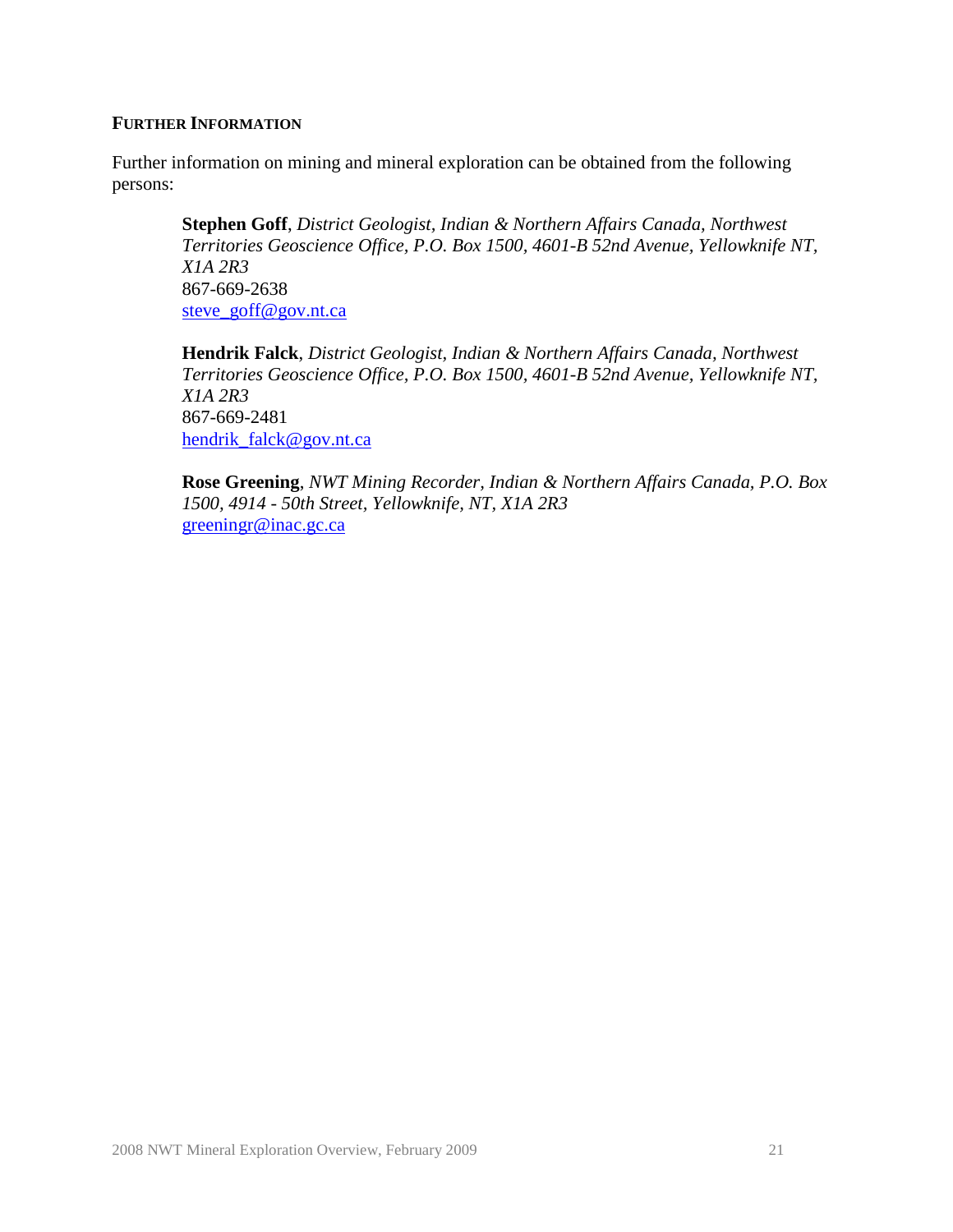## FURTHER INFORMATION

Further information on mining and mineral exploration can be obtained from the following persons:

**Stephen Goff**, *District Geologist, Indian & Northern Affairs Canada, Northwest Territories Geoscience Office, P.O. Box 1500, 4601-B 52nd Avenue, Yellowknife NT, X1A 2R3*
867-669-2638
steve_goff@gov.nt.ca

**Hendrik Falck**, *District Geologist, Indian & Northern Affairs Canada, Northwest Territories Geoscience Office, P.O. Box 1500, 4601-B 52nd Avenue, Yellowknife NT, X1A 2R3*
867-669-2481
hendrik_falck@gov.nt.ca

**Rose Greening**, *NWT Mining Recorder, Indian & Northern Affairs Canada, P.O. Box 1500, 4914 - 50th Street, Yellowknife, NT, X1A 2R3*
greeningr@inac.gc.ca